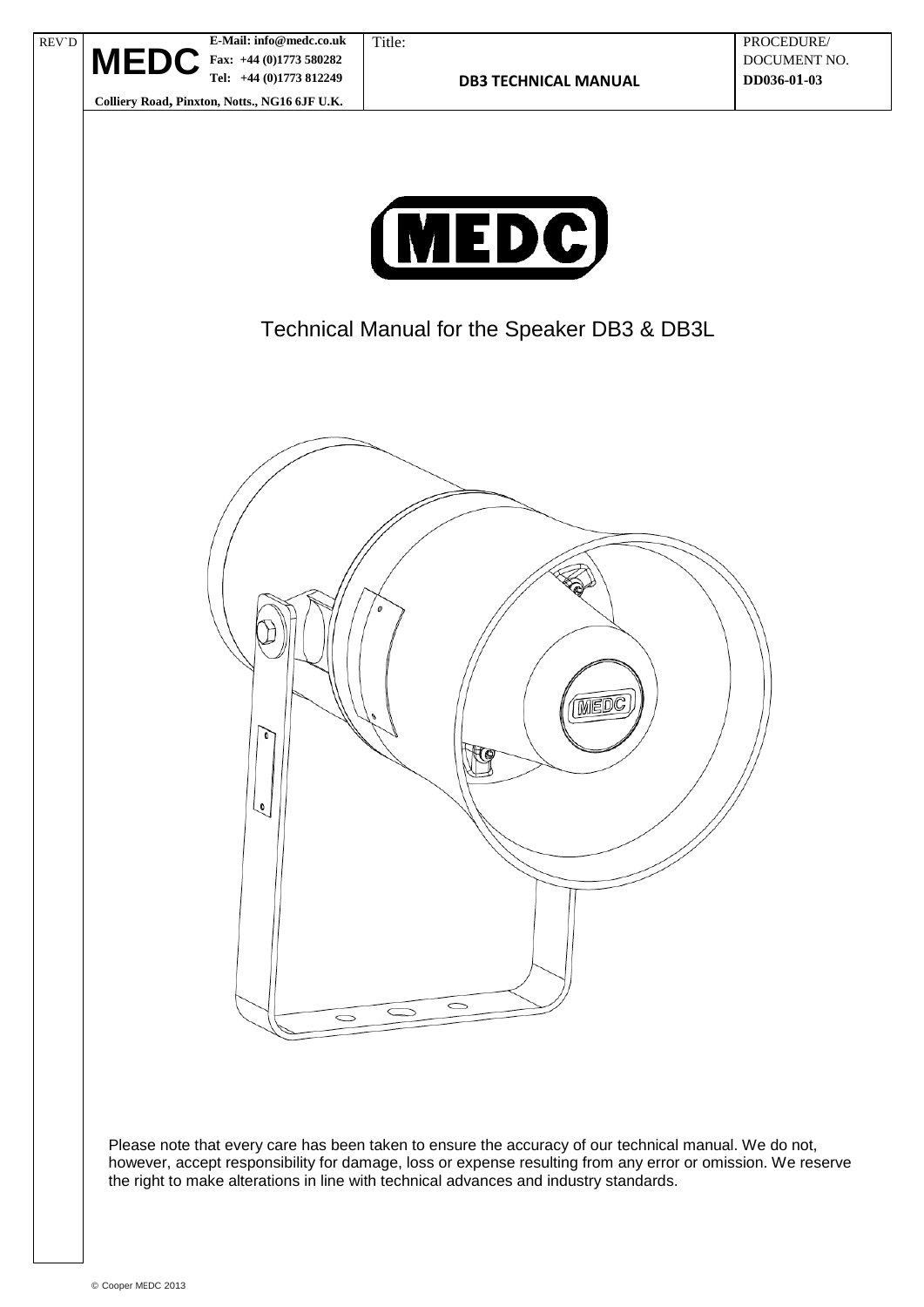# Technical Manual for the Speaker DB3 & DB3L

Please note that every care has been taken to ensure the accuracy of our technical manual. We do not, however, accept responsibility for damage, loss or expense resulting from any error or omission. We reserve the right to make alterations in line with technical advances and industry standards.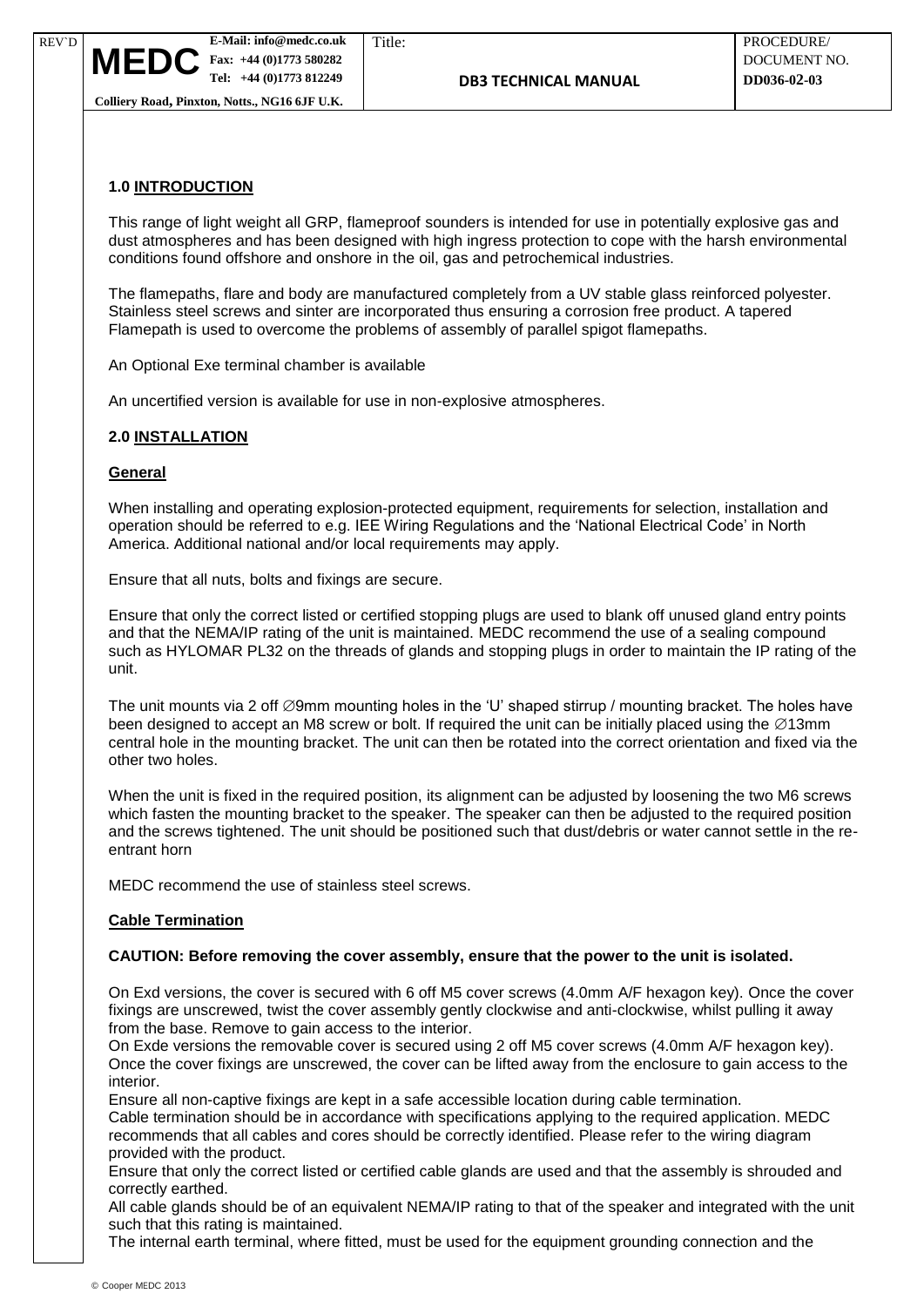## 1.0 INTRODUCTION

This range of light weight all GRP, flameproof sounders is intended for use in potentially explosive gas and dust atmospheres and has been designed with high ingress protection to cope with the harsh environmental conditions found offshore and onshore in the oil, gas and petrochemical industries.

The flamepaths, flare and body are manufactured completely from a UV stable glass reinforced polyester. Stainless steel screws and sinter are incorporated thus ensuring a corrosion free product. A tapered Flamepath is used to overcome the problems of assembly of parallel spigot flamepaths.

An Optional Exe terminal chamber is available

An uncertified version is available for use in non-explosive atmospheres.

## 2.0 INSTALLATION

### General

When installing and operating explosion-protected equipment, requirements for selection, installation and operation should be referred to e.g. IEE Wiring Regulations and the 'National Electrical Code' in North America. Additional national and/or local requirements may apply.

Ensure that all nuts, bolts and fixings are secure.

Ensure that only the correct listed or certified stopping plugs are used to blank off unused gland entry points and that the NEMA/IP rating of the unit is maintained. MEDC recommend the use of a sealing compound such as HYLOMAR PL32 on the threads of glands and stopping plugs in order to maintain the IP rating of the unit.

The unit mounts via 2 off ∅9mm mounting holes in the 'U' shaped stirrup / mounting bracket. The holes have been designed to accept an M8 screw or bolt. If required the unit can be initially placed using the ∅13mm central hole in the mounting bracket. The unit can then be rotated into the correct orientation and fixed via the other two holes.

When the unit is fixed in the required position, its alignment can be adjusted by loosening the two M6 screws which fasten the mounting bracket to the speaker. The speaker can then be adjusted to the required position and the screws tightened. The unit should be positioned such that dust/debris or water cannot settle in the re-entrant horn

MEDC recommend the use of stainless steel screws.

### Cable Termination

**CAUTION: Before removing the cover assembly, ensure that the power to the unit is isolated.**

On Exd versions, the cover is secured with 6 off M5 cover screws (4.0mm A/F hexagon key). Once the cover fixings are unscrewed, twist the cover assembly gently clockwise and anti-clockwise, whilst pulling it away from the base. Remove to gain access to the interior.
On Exde versions the removable cover is secured using 2 off M5 cover screws (4.0mm A/F hexagon key). Once the cover fixings are unscrewed, the cover can be lifted away from the enclosure to gain access to the interior.
Ensure all non-captive fixings are kept in a safe accessible location during cable termination.
Cable termination should be in accordance with specifications applying to the required application. MEDC recommends that all cables and cores should be correctly identified. Please refer to the wiring diagram provided with the product.
Ensure that only the correct listed or certified cable glands are used and that the assembly is shrouded and correctly earthed.
All cable glands should be of an equivalent NEMA/IP rating to that of the speaker and integrated with the unit such that this rating is maintained.
The internal earth terminal, where fitted, must be used for the equipment grounding connection and the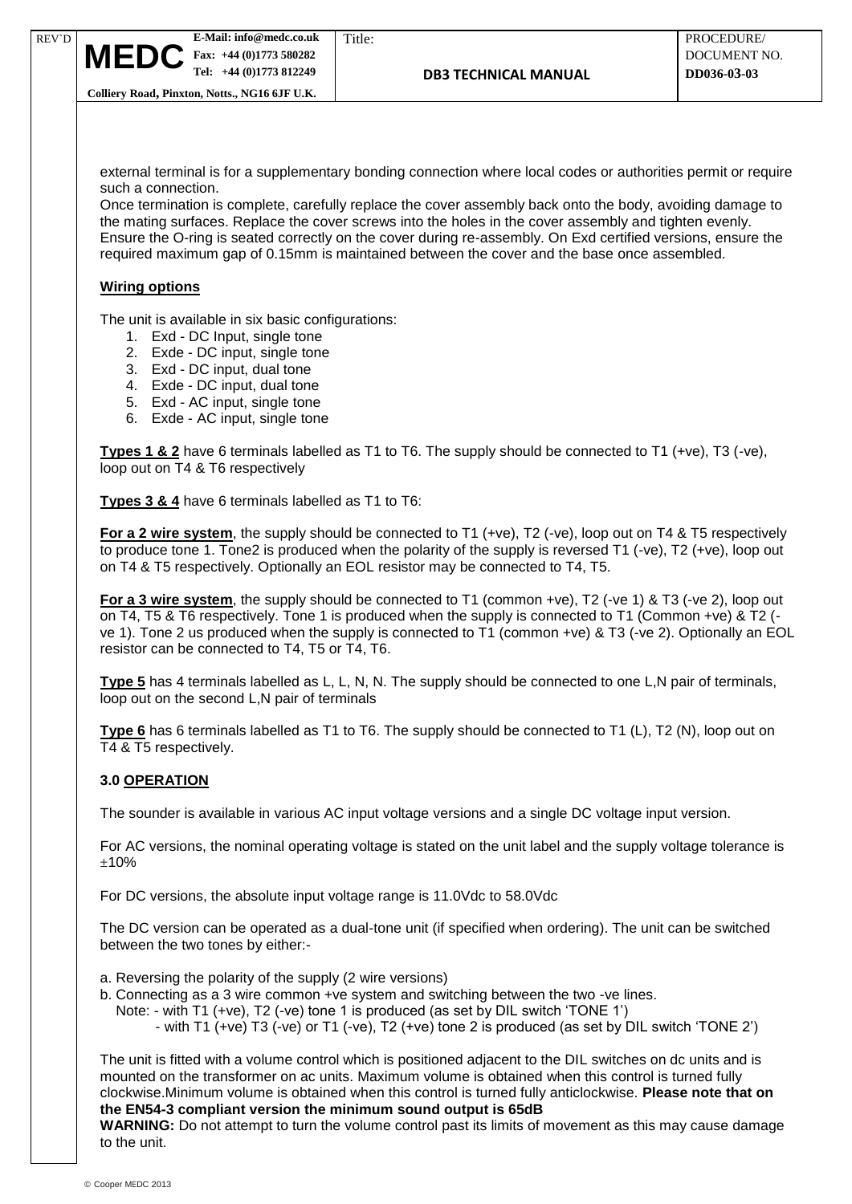external terminal is for a supplementary bonding connection where local codes or authorities permit or require such a connection.
Once termination is complete, carefully replace the cover assembly back onto the body, avoiding damage to the mating surfaces. Replace the cover screws into the holes in the cover assembly and tighten evenly. Ensure the O-ring is seated correctly on the cover during re-assembly. On Exd certified versions, ensure the required maximum gap of 0.15mm is maintained between the cover and the base once assembled.

**Wiring options**

The unit is available in six basic configurations:
1. Exd - DC Input, single tone
2. Exde - DC input, single tone
3. Exd - DC input, dual tone
4. Exde - DC input, dual tone
5. Exd - AC input, single tone
6. Exde - AC input, single tone

**Types 1 & 2** have 6 terminals labelled as T1 to T6. The supply should be connected to T1 (+ve), T3 (-ve), loop out on T4 & T6 respectively

**Types 3 & 4** have 6 terminals labelled as T1 to T6:

**For a 2 wire system**, the supply should be connected to T1 (+ve), T2 (-ve), loop out on T4 & T5 respectively to produce tone 1. Tone2 is produced when the polarity of the supply is reversed T1 (-ve), T2 (+ve), loop out on T4 & T5 respectively. Optionally an EOL resistor may be connected to T4, T5.

**For a 3 wire system**, the supply should be connected to T1 (common +ve), T2 (-ve 1) & T3 (-ve 2), loop out on T4, T5 & T6 respectively. Tone 1 is produced when the supply is connected to T1 (Common +ve) & T2 (-ve 1). Tone 2 us produced when the supply is connected to T1 (common +ve) & T3 (-ve 2). Optionally an EOL resistor can be connected to T4, T5 or T4, T6.

**Type 5** has 4 terminals labelled as L, L, N, N. The supply should be connected to one L,N pair of terminals, loop out on the second L,N pair of terminals

**Type 6** has 6 terminals labelled as T1 to T6. The supply should be connected to T1 (L), T2 (N), loop out on T4 & T5 respectively.

## 3.0 OPERATION

The sounder is available in various AC input voltage versions and a single DC voltage input version.

For AC versions, the nominal operating voltage is stated on the unit label and the supply voltage tolerance is ±10%

For DC versions, the absolute input voltage range is 11.0Vdc to 58.0Vdc

The DC version can be operated as a dual-tone unit (if specified when ordering). The unit can be switched between the two tones by either:-

a. Reversing the polarity of the supply (2 wire versions)
b. Connecting as a 3 wire common +ve system and switching between the two -ve lines.
   Note: - with T1 (+ve), T2 (-ve) tone 1 is produced (as set by DIL switch 'TONE 1')
   - with T1 (+ve) T3 (-ve) or T1 (-ve), T2 (+ve) tone 2 is produced (as set by DIL switch 'TONE 2')

The unit is fitted with a volume control which is positioned adjacent to the DIL switches on dc units and is mounted on the transformer on ac units. Maximum volume is obtained when this control is turned fully clockwise.Minimum volume is obtained when this control is turned fully anticlockwise. **Please note that on the EN54-3 compliant version the minimum sound output is 65dB**
**WARNING:** Do not attempt to turn the volume control past its limits of movement as this may cause damage to the unit.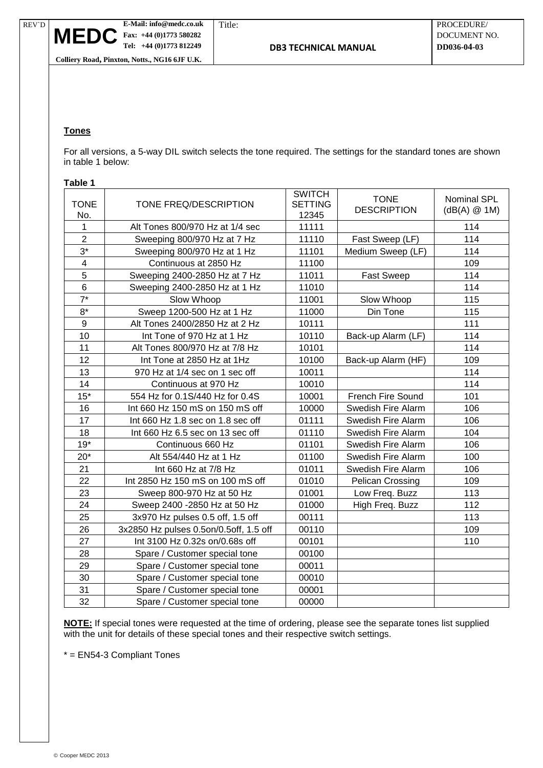## Tones

For all versions, a 5-way DIL switch selects the tone required. The settings for the standard tones are shown in table 1 below:

**Table 1**

| TONE No. | TONE FREQ/DESCRIPTION | SWITCH SETTING 12345 | TONE DESCRIPTION | Nominal SPL (dB(A) @ 1M) |
|---|---|---|---|---|
| 1 | Alt Tones 800/970 Hz at 1/4 sec | 11111 | | 114 |
| 2 | Sweeping 800/970 Hz at 7 Hz | 11110 | Fast Sweep (LF) | 114 |
| 3* | Sweeping 800/970 Hz at 1 Hz | 11101 | Medium Sweep (LF) | 114 |
| 4 | Continuous at 2850 Hz | 11100 | | 109 |
| 5 | Sweeping 2400-2850 Hz at 7 Hz | 11011 | Fast Sweep | 114 |
| 6 | Sweeping 2400-2850 Hz at 1 Hz | 11010 | | 114 |
| 7* | Slow Whoop | 11001 | Slow Whoop | 115 |
| 8* | Sweep 1200-500 Hz at 1 Hz | 11000 | Din Tone | 115 |
| 9 | Alt Tones 2400/2850 Hz at 2 Hz | 10111 | | 111 |
| 10 | Int Tone of 970 Hz at 1 Hz | 10110 | Back-up Alarm (LF) | 114 |
| 11 | Alt Tones 800/970 Hz at 7/8 Hz | 10101 | | 114 |
| 12 | Int Tone at 2850 Hz at 1Hz | 10100 | Back-up Alarm (HF) | 109 |
| 13 | 970 Hz at 1/4 sec on 1 sec off | 10011 | | 114 |
| 14 | Continuous at 970 Hz | 10010 | | 114 |
| 15* | 554 Hz for 0.1S/440 Hz for 0.4S | 10001 | French Fire Sound | 101 |
| 16 | Int 660 Hz 150 mS on 150 mS off | 10000 | Swedish Fire Alarm | 106 |
| 17 | Int 660 Hz 1.8 sec on 1.8 sec off | 01111 | Swedish Fire Alarm | 106 |
| 18 | Int 660 Hz 6.5 sec on 13 sec off | 01110 | Swedish Fire Alarm | 104 |
| 19* | Continuous 660 Hz | 01101 | Swedish Fire Alarm | 106 |
| 20* | Alt 554/440 Hz at 1 Hz | 01100 | Swedish Fire Alarm | 100 |
| 21 | Int 660 Hz at 7/8 Hz | 01011 | Swedish Fire Alarm | 106 |
| 22 | Int 2850 Hz 150 mS on 100 mS off | 01010 | Pelican Crossing | 109 |
| 23 | Sweep 800-970 Hz at 50 Hz | 01001 | Low Freq. Buzz | 113 |
| 24 | Sweep 2400 -2850 Hz at 50 Hz | 01000 | High Freq. Buzz | 112 |
| 25 | 3x970 Hz pulses 0.5 off, 1.5 off | 00111 | | 113 |
| 26 | 3x2850 Hz pulses 0.5on/0.5off, 1.5 off | 00110 | | 109 |
| 27 | Int 3100 Hz 0.32s on/0.68s off | 00101 | | 110 |
| 28 | Spare / Customer special tone | 00100 | | |
| 29 | Spare / Customer special tone | 00011 | | |
| 30 | Spare / Customer special tone | 00010 | | |
| 31 | Spare / Customer special tone | 00001 | | |
| 32 | Spare / Customer special tone | 00000 | | |

**NOTE:** If special tones were requested at the time of ordering, please see the separate tones list supplied with the unit for details of these special tones and their respective switch settings.

* = EN54-3 Compliant Tones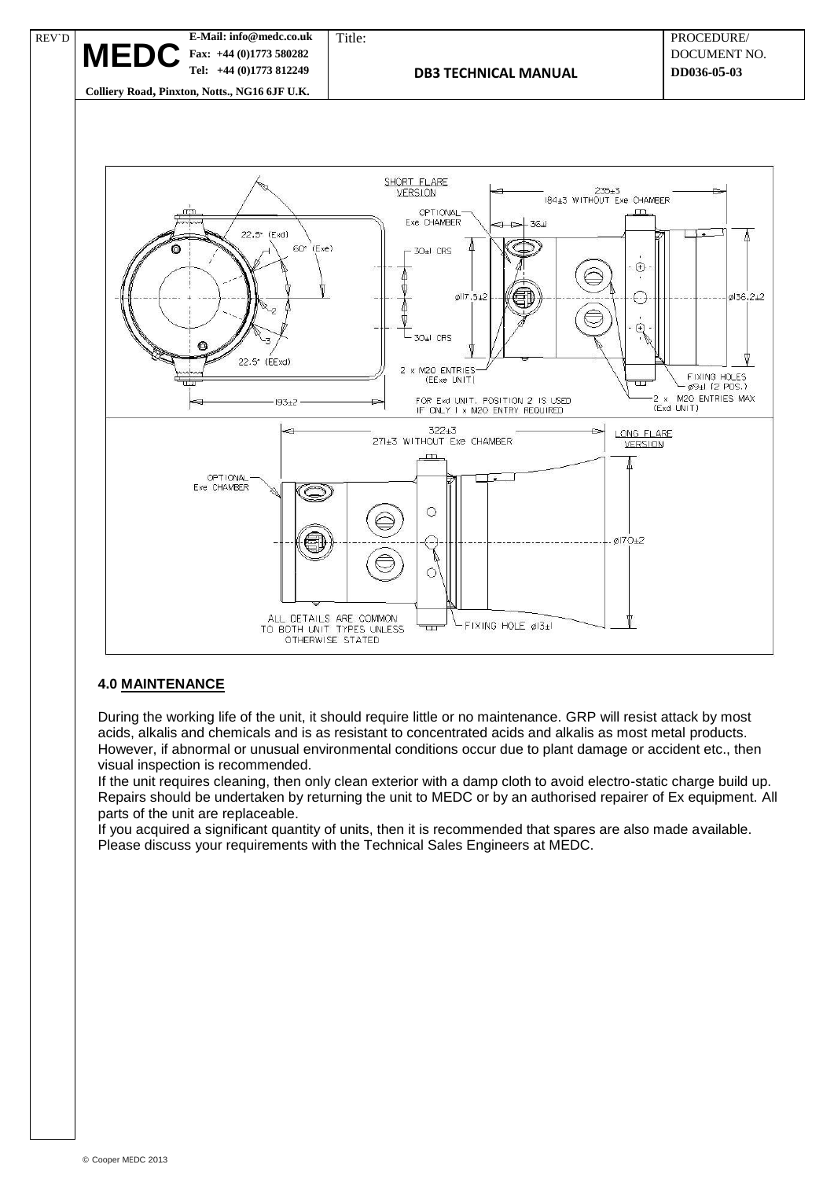## 4.0 MAINTENANCE

During the working life of the unit, it should require little or no maintenance. GRP will resist attack by most acids, alkalis and chemicals and is as resistant to concentrated acids and alkalis as most metal products. However, if abnormal or unusual environmental conditions occur due to plant damage or accident etc., then visual inspection is recommended.

If the unit requires cleaning, then only clean exterior with a damp cloth to avoid electro-static charge build up. Repairs should be undertaken by returning the unit to MEDC or by an authorised repairer of Ex equipment. All parts of the unit are replaceable.

If you acquired a significant quantity of units, then it is recommended that spares are also made available. Please discuss your requirements with the Technical Sales Engineers at MEDC.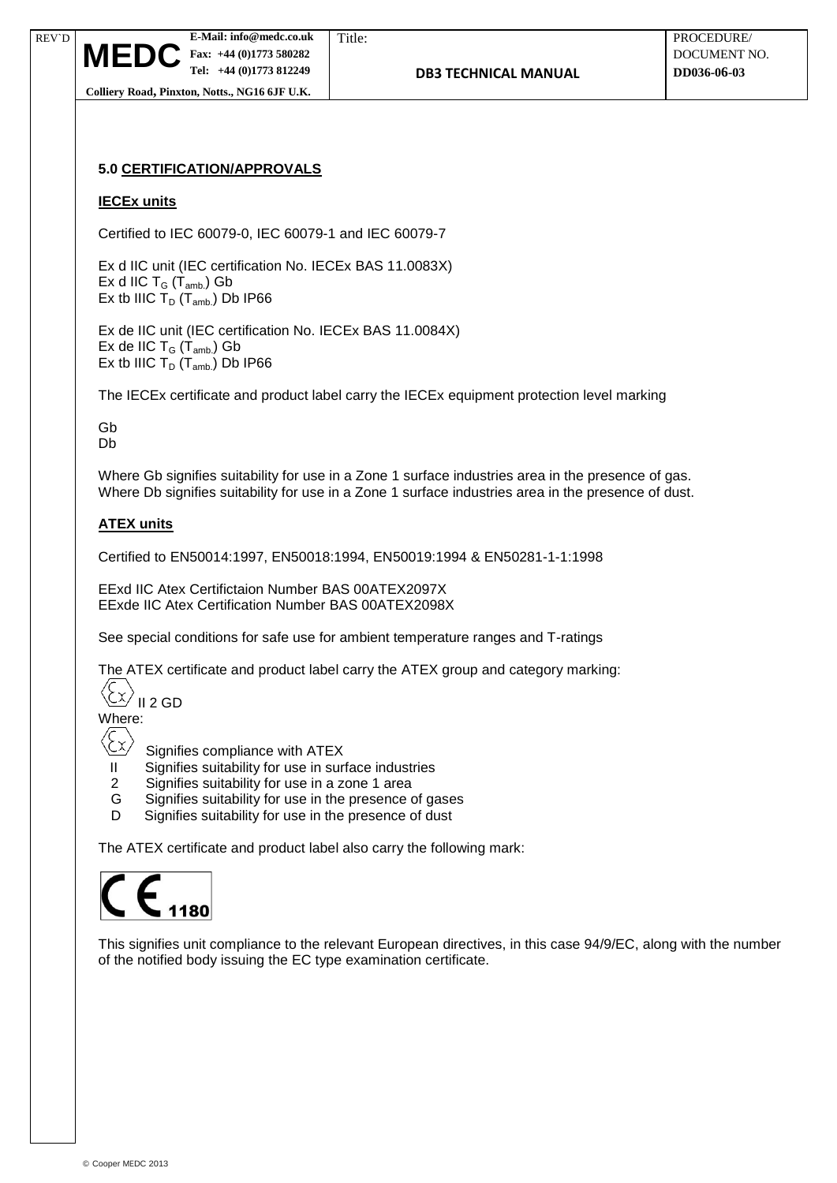## 5.0 CERTIFICATION/APPROVALS

### IECEx units

Certified to IEC 60079-0, IEC 60079-1 and IEC 60079-7

Ex d IIC unit (IEC certification No. IECEx BAS 11.0083X)
Ex d IIC $T_G$ ($T_{amb.}$) Gb
Ex tb IIIC $T_D$ ($T_{amb.}$) Db IP66

Ex de IIC unit (IEC certification No. IECEx BAS 11.0084X)
Ex de IIC $T_G$ ($T_{amb.}$) Gb
Ex tb IIIC $T_D$ ($T_{amb.}$) Db IP66

The IECEx certificate and product label carry the IECEx equipment protection level marking

Gb
Db

Where Gb signifies suitability for use in a Zone 1 surface industries area in the presence of gas.
Where Db signifies suitability for use in a Zone 1 surface industries area in the presence of dust.

### ATEX units

Certified to EN50014:1997, EN50018:1994, EN50019:1994 & EN50281-1-1:1998

EExd IIC Atex Certifictaion Number BAS 00ATEX2097X
EExde IIC Atex Certification Number BAS 00ATEX2098X

See special conditions for safe use for ambient temperature ranges and T-ratings

The ATEX certificate and product label carry the ATEX group and category marking:

Ex II 2 GD

Where:

- Ex Signifies compliance with ATEX
- II Signifies suitability for use in surface industries
- 2 Signifies suitability for use in a zone 1 area
- G Signifies suitability for use in the presence of gases
- D Signifies suitability for use in the presence of dust

The ATEX certificate and product label also carry the following mark:

CE 1180

This signifies unit compliance to the relevant European directives, in this case 94/9/EC, along with the number of the notified body issuing the EC type examination certificate.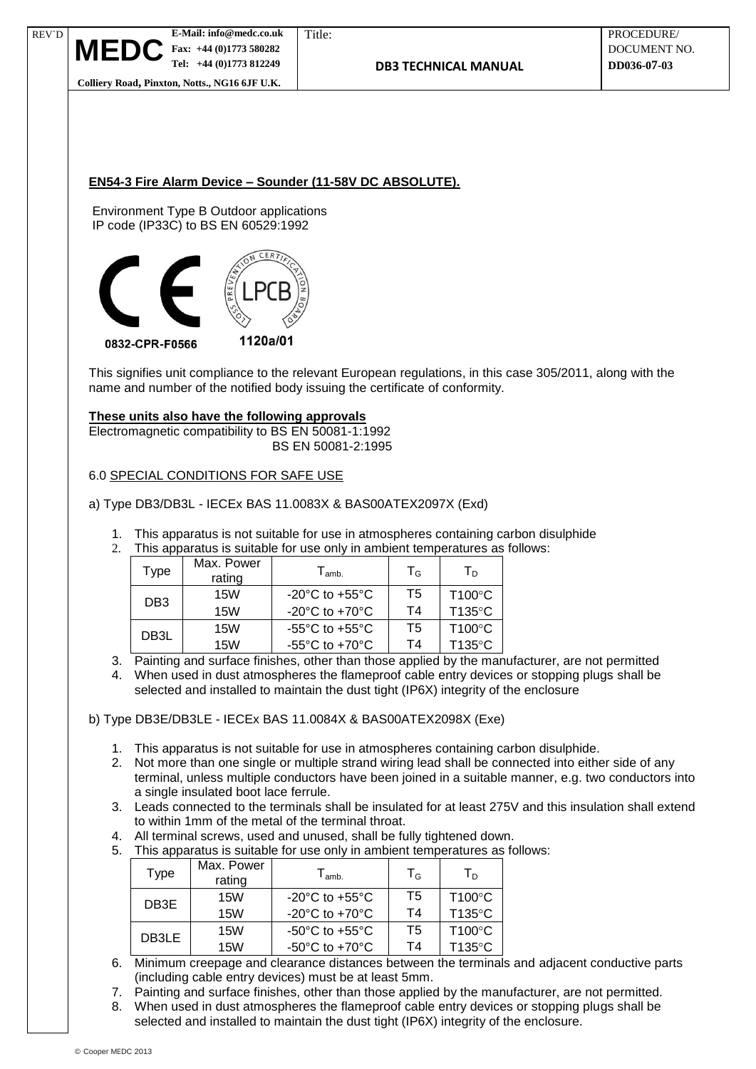**EN54-3 Fire Alarm Device – Sounder (11-58V DC ABSOLUTE).**

Environment Type B Outdoor applications
IP code (IP33C) to BS EN 60529:1992

0832-CPR-F0566

1120a/01

This signifies unit compliance to the relevant European regulations, in this case 305/2011, along with the name and number of the notified body issuing the certificate of conformity.

**These units also have the following approvals**

Electromagnetic compatibility to BS EN 50081-1:1992
BS EN 50081-2:1995

6.0 SPECIAL CONDITIONS FOR SAFE USE

a) Type DB3/DB3L - IECEx BAS 11.0083X & BAS00ATEX2097X (Exd)

1. This apparatus is not suitable for use in atmospheres containing carbon disulphide
2. This apparatus is suitable for use only in ambient temperatures as follows:

| Type | Max. Power rating | $T_{amb.}$ | $T_G$ | $T_D$ |
|---|---|---|---|---|
| DB3 | 15W | -20°C to +55°C | T5 | T100°C |
| | 15W | -20°C to +70°C | T4 | T135°C |
| DB3L | 15W | -55°C to +55°C | T5 | T100°C |
| | 15W | -55°C to +70°C | T4 | T135°C |

3. Painting and surface finishes, other than those applied by the manufacturer, are not permitted
4. When used in dust atmospheres the flameproof cable entry devices or stopping plugs shall be selected and installed to maintain the dust tight (IP6X) integrity of the enclosure

b) Type DB3E/DB3LE - IECEx BAS 11.0084X & BAS00ATEX2098X (Exe)

1. This apparatus is not suitable for use in atmospheres containing carbon disulphide.
2. Not more than one single or multiple strand wiring lead shall be connected into either side of any terminal, unless multiple conductors have been joined in a suitable manner, e.g. two conductors into a single insulated boot lace ferrule.
3. Leads connected to the terminals shall be insulated for at least 275V and this insulation shall extend to within 1mm of the metal of the terminal throat.
4. All terminal screws, used and unused, shall be fully tightened down.
5. This apparatus is suitable for use only in ambient temperatures as follows:

| Type | Max. Power rating | $T_{amb.}$ | $T_G$ | $T_D$ |
|---|---|---|---|---|
| DB3E | 15W | -20°C to +55°C | T5 | T100°C |
| | 15W | -20°C to +70°C | T4 | T135°C |
| DB3LE | 15W | -50°C to +55°C | T5 | T100°C |
| | 15W | -50°C to +70°C | T4 | T135°C |

6. Minimum creepage and clearance distances between the terminals and adjacent conductive parts (including cable entry devices) must be at least 5mm.
7. Painting and surface finishes, other than those applied by the manufacturer, are not permitted.
8. When used in dust atmospheres the flameproof cable entry devices or stopping plugs shall be selected and installed to maintain the dust tight (IP6X) integrity of the enclosure.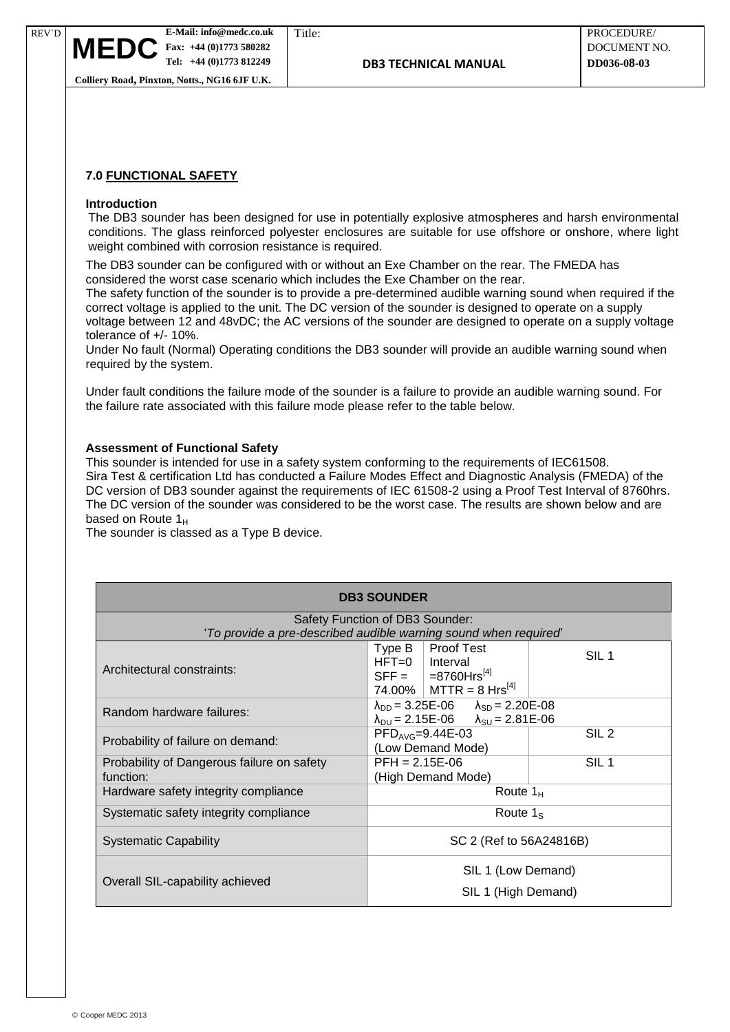## 7.0 FUNCTIONAL SAFETY

### Introduction

The DB3 sounder has been designed for use in potentially explosive atmospheres and harsh environmental conditions. The glass reinforced polyester enclosures are suitable for use offshore or onshore, where light weight combined with corrosion resistance is required.

The DB3 sounder can be configured with or without an Exe Chamber on the rear. The FMEDA has considered the worst case scenario which includes the Exe Chamber on the rear.

The safety function of the sounder is to provide a pre-determined audible warning sound when required if the correct voltage is applied to the unit. The DC version of the sounder is designed to operate on a supply voltage between 12 and 48vDC; the AC versions of the sounder are designed to operate on a supply voltage tolerance of +/- 10%.

Under No fault (Normal) Operating conditions the DB3 sounder will provide an audible warning sound when required by the system.

Under fault conditions the failure mode of the sounder is a failure to provide an audible warning sound. For the failure rate associated with this failure mode please refer to the table below.

### Assessment of Functional Safety

This sounder is intended for use in a safety system conforming to the requirements of IEC61508.
Sira Test & certification Ltd has conducted a Failure Modes Effect and Diagnostic Analysis (FMEDA) of the DC version of DB3 sounder against the requirements of IEC 61508-2 using a Proof Test Interval of 8760hrs. The DC version of the sounder was considered to be the worst case. The results are shown below and are based on Route $1_H$

The sounder is classed as a Type B device.

| DB3 SOUNDER | | | |
|---|---|---|---|
| Safety Function of DB3 Sounder: *'To provide a pre-described audible warning sound when required'* | | | |
| Architectural constraints: | Type B HFT=0 SFF = 74.00% | Proof Test Interval =8760Hrs[4] MTTR = 8 Hrs[4] | SIL 1 |
| Random hardware failures: | $\lambda_{DD}$ = 3.25E-06 $\lambda_{SD}$ = 2.20E-08 $\lambda_{DU}$ = 2.15E-06 $\lambda_{SU}$ = 2.81E-06 | | |
| Probability of failure on demand: | $PFD_{AVG}$=9.44E-03 (Low Demand Mode) | | SIL 2 |
| Probability of Dangerous failure on safety function: | PFH = 2.15E-06 (High Demand Mode) | | SIL 1 |
| Hardware safety integrity compliance | Route $1_H$ | | |
| Systematic safety integrity compliance | Route $1_S$ | | |
| Systematic Capability | SC 2 (Ref to 56A24816B) | | |
| Overall SIL-capability achieved | SIL 1 (Low Demand) SIL 1 (High Demand) | | |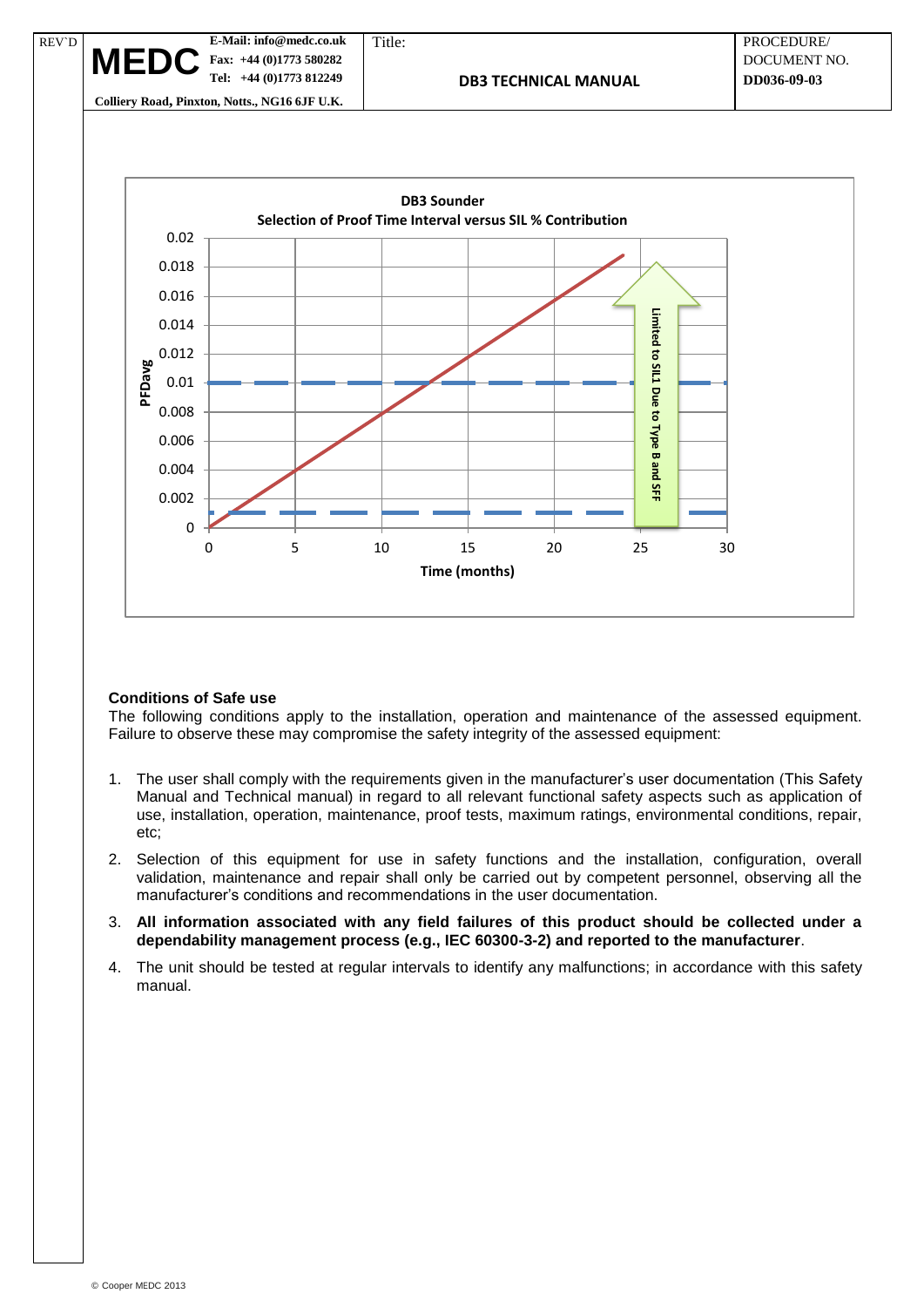**DB3 Sounder**
**Selection of Proof Time Interval versus SIL % Contribution**

PFDavg (0 – 0.02) versus Time (months) (0 – 30)

Limited to SIL1 Due to Type B and SFF

**Conditions of Safe use**

The following conditions apply to the installation, operation and maintenance of the assessed equipment. Failure to observe these may compromise the safety integrity of the assessed equipment:

1. The user shall comply with the requirements given in the manufacturer's user documentation (This Safety Manual and Technical manual) in regard to all relevant functional safety aspects such as application of use, installation, operation, maintenance, proof tests, maximum ratings, environmental conditions, repair, etc;
2. Selection of this equipment for use in safety functions and the installation, configuration, overall validation, maintenance and repair shall only be carried out by competent personnel, observing all the manufacturer's conditions and recommendations in the user documentation.
3. **All information associated with any field failures of this product should be collected under a dependability management process (e.g., IEC 60300-3-2) and reported to the manufacturer**.
4. The unit should be tested at regular intervals to identify any malfunctions; in accordance with this safety manual.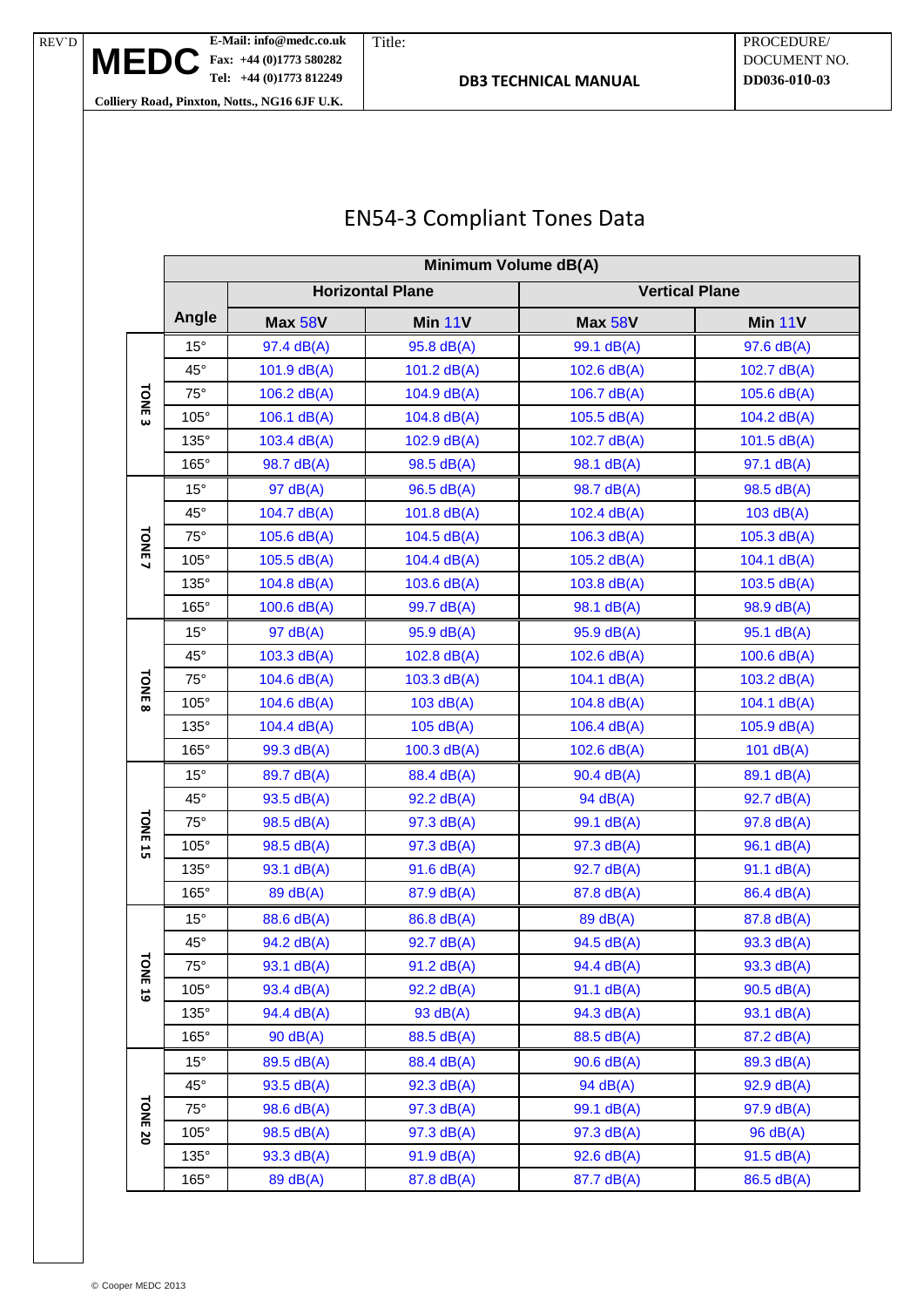# EN54-3 Compliant Tones Data

| | Minimum Volume dB(A) | | | | |
|---|---|---|---|---|---|
| | | Horizontal Plane | | Vertical Plane | |
| | Angle | Max 58V | Min 11V | Max 58V | Min 11V |
| TONE 3 | 15° | 97.4 dB(A) | 95.8 dB(A) | 99.1 dB(A) | 97.6 dB(A) |
| | 45° | 101.9 dB(A) | 101.2 dB(A) | 102.6 dB(A) | 102.7 dB(A) |
| | 75° | 106.2 dB(A) | 104.9 dB(A) | 106.7 dB(A) | 105.6 dB(A) |
| | 105° | 106.1 dB(A) | 104.8 dB(A) | 105.5 dB(A) | 104.2 dB(A) |
| | 135° | 103.4 dB(A) | 102.9 dB(A) | 102.7 dB(A) | 101.5 dB(A) |
| | 165° | 98.7 dB(A) | 98.5 dB(A) | 98.1 dB(A) | 97.1 dB(A) |
| TONE 7 | 15° | 97 dB(A) | 96.5 dB(A) | 98.7 dB(A) | 98.5 dB(A) |
| | 45° | 104.7 dB(A) | 101.8 dB(A) | 102.4 dB(A) | 103 dB(A) |
| | 75° | 105.6 dB(A) | 104.5 dB(A) | 106.3 dB(A) | 105.3 dB(A) |
| | 105° | 105.5 dB(A) | 104.4 dB(A) | 105.2 dB(A) | 104.1 dB(A) |
| | 135° | 104.8 dB(A) | 103.6 dB(A) | 103.8 dB(A) | 103.5 dB(A) |
| | 165° | 100.6 dB(A) | 99.7 dB(A) | 98.1 dB(A) | 98.9 dB(A) |
| TONE 8 | 15° | 97 dB(A) | 95.9 dB(A) | 95.9 dB(A) | 95.1 dB(A) |
| | 45° | 103.3 dB(A) | 102.8 dB(A) | 102.6 dB(A) | 100.6 dB(A) |
| | 75° | 104.6 dB(A) | 103.3 dB(A) | 104.1 dB(A) | 103.2 dB(A) |
| | 105° | 104.6 dB(A) | 103 dB(A) | 104.8 dB(A) | 104.1 dB(A) |
| | 135° | 104.4 dB(A) | 105 dB(A) | 106.4 dB(A) | 105.9 dB(A) |
| | 165° | 99.3 dB(A) | 100.3 dB(A) | 102.6 dB(A) | 101 dB(A) |
| TONE 15 | 15° | 89.7 dB(A) | 88.4 dB(A) | 90.4 dB(A) | 89.1 dB(A) |
| | 45° | 93.5 dB(A) | 92.2 dB(A) | 94 dB(A) | 92.7 dB(A) |
| | 75° | 98.5 dB(A) | 97.3 dB(A) | 99.1 dB(A) | 97.8 dB(A) |
| | 105° | 98.5 dB(A) | 97.3 dB(A) | 97.3 dB(A) | 96.1 dB(A) |
| | 135° | 93.1 dB(A) | 91.6 dB(A) | 92.7 dB(A) | 91.1 dB(A) |
| | 165° | 89 dB(A) | 87.9 dB(A) | 87.8 dB(A) | 86.4 dB(A) |
| TONE 19 | 15° | 88.6 dB(A) | 86.8 dB(A) | 89 dB(A) | 87.8 dB(A) |
| | 45° | 94.2 dB(A) | 92.7 dB(A) | 94.5 dB(A) | 93.3 dB(A) |
| | 75° | 93.1 dB(A) | 91.2 dB(A) | 94.4 dB(A) | 93.3 dB(A) |
| | 105° | 93.4 dB(A) | 92.2 dB(A) | 91.1 dB(A) | 90.5 dB(A) |
| | 135° | 94.4 dB(A) | 93 dB(A) | 94.3 dB(A) | 93.1 dB(A) |
| | 165° | 90 dB(A) | 88.5 dB(A) | 88.5 dB(A) | 87.2 dB(A) |
| TONE 20 | 15° | 89.5 dB(A) | 88.4 dB(A) | 90.6 dB(A) | 89.3 dB(A) |
| | 45° | 93.5 dB(A) | 92.3 dB(A) | 94 dB(A) | 92.9 dB(A) |
| | 75° | 98.6 dB(A) | 97.3 dB(A) | 99.1 dB(A) | 97.9 dB(A) |
| | 105° | 98.5 dB(A) | 97.3 dB(A) | 97.3 dB(A) | 96 dB(A) |
| | 135° | 93.3 dB(A) | 91.9 dB(A) | 92.6 dB(A) | 91.5 dB(A) |
| | 165° | 89 dB(A) | 87.8 dB(A) | 87.7 dB(A) | 86.5 dB(A) |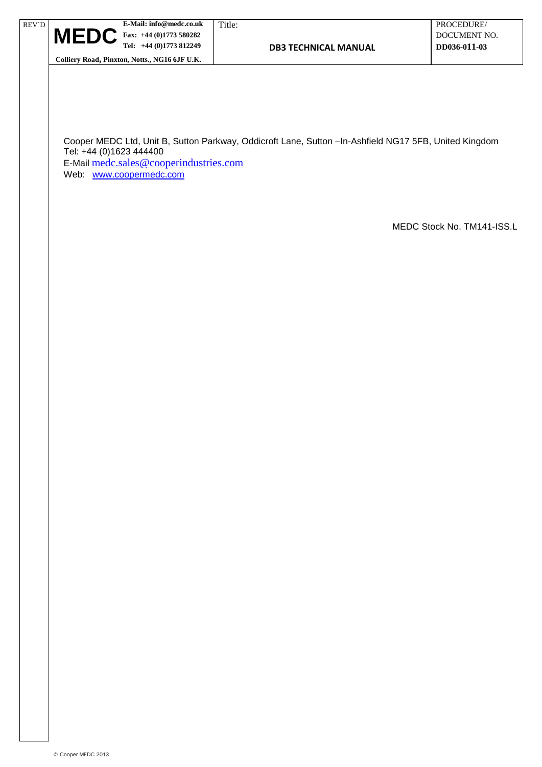Cooper MEDC Ltd, Unit B, Sutton Parkway, Oddicroft Lane, Sutton –In-Ashfield NG17 5FB, United Kingdom
Tel: +44 (0)1623 444400
E-Mail medc.sales@cooperindustries.com
Web: www.coopermedc.com

MEDC Stock No. TM141-ISS.L